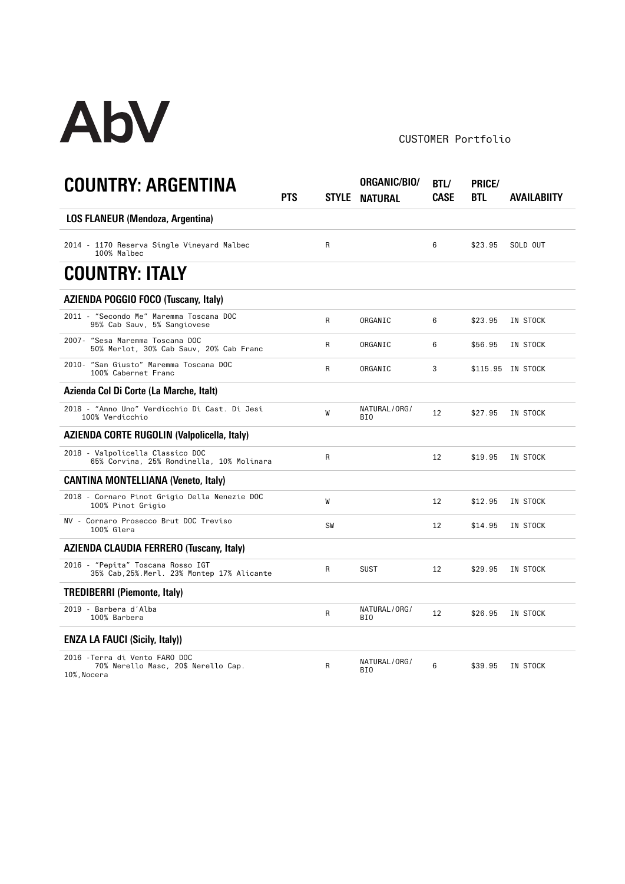# AbV

CUSTOMER Portfolio

## COUNTRY: ARGENTINA

| | PTS | STYLE | ORGANIC/BIO/ NATURAL | BTL/ CASE | PRICE/ BTL | AVAILABIITY |
|---|---|---|---|---|---|---|
| **LOS FLANEUR (Mendoza, Argentina)** | | | | | | |
| 2014 - 1170 Reserva Single Vineyard Malbec<br>100% Malbec | | R | | 6 | $23.95 | SOLD OUT |

## COUNTRY: ITALY

| | PTS | STYLE | ORGANIC/BIO/ NATURAL | BTL/ CASE | PRICE/ BTL | AVAILABIITY |
|---|---|---|---|---|---|---|
| **AZIENDA POGGIO FOCO (Tuscany, Italy)** | | | | | | |
| 2011 - "Secondo Me" Maremma Toscana DOC<br>95% Cab Sauv, 5% Sangiovese | | R | ORGANIC | 6 | $23.95 | IN STOCK |
| 2007- "Sesa Maremma Toscana DOC<br>50% Merlot, 30% Cab Sauv, 20% Cab Franc | | R | ORGANIC | 6 | $56.95 | IN STOCK |
| 2010- "San Giusto" Maremma Toscana DOC<br>100% Cabernet Franc | | R | ORGANIC | 3 | $115.95 | IN STOCK |
| **Azienda Col Di Corte (La Marche, Italt)** | | | | | | |
| 2018 - "Anno Uno" Verdicchio Di Cast. Di Jesi<br>100% Verdicchio | | W | NATURAL/ORG/ BIO | 12 | $27.95 | IN STOCK |
| **AZIENDA CORTE RUGOLIN (Valpolicella, Italy)** | | | | | | |
| 2018 - Valpolicella Classico DOC<br>65% Corvina, 25% Rondinella, 10% Molinara | | R | | 12 | $19.95 | IN STOCK |
| **CANTINA MONTELLIANA (Veneto, Italy)** | | | | | | |
| 2018 - Cornaro Pinot Grigio Della Nenezie DOC<br>100% Pinot Grigio | | W | | 12 | $12.95 | IN STOCK |
| NV - Cornaro Prosecco Brut DOC Treviso<br>100% Glera | | SW | | 12 | $14.95 | IN STOCK |
| **AZIENDA CLAUDIA FERRERO (Tuscany, Italy)** | | | | | | |
| 2016 - "Pepita" Toscana Rosso IGT<br>35% Cab,25%.Merl. 23% Montep 17% Alicante | | R | SUST | 12 | $29.95 | IN STOCK |
| **TREDIBERRI (Piemonte, Italy)** | | | | | | |
| 2019 - Barbera d'Alba<br>100% Barbera | | R | NATURAL/ORG/ BIO | 12 | $26.95 | IN STOCK |
| **ENZA LA FAUCI (Sicily, Italy))** | | | | | | |
| 2016 -Terra di Vento FARO DOC<br>70% Nerello Masc, 20$ Nerello Cap. 10%,Nocera | | R | NATURAL/ORG/ BIO | 6 | $39.95 | IN STOCK |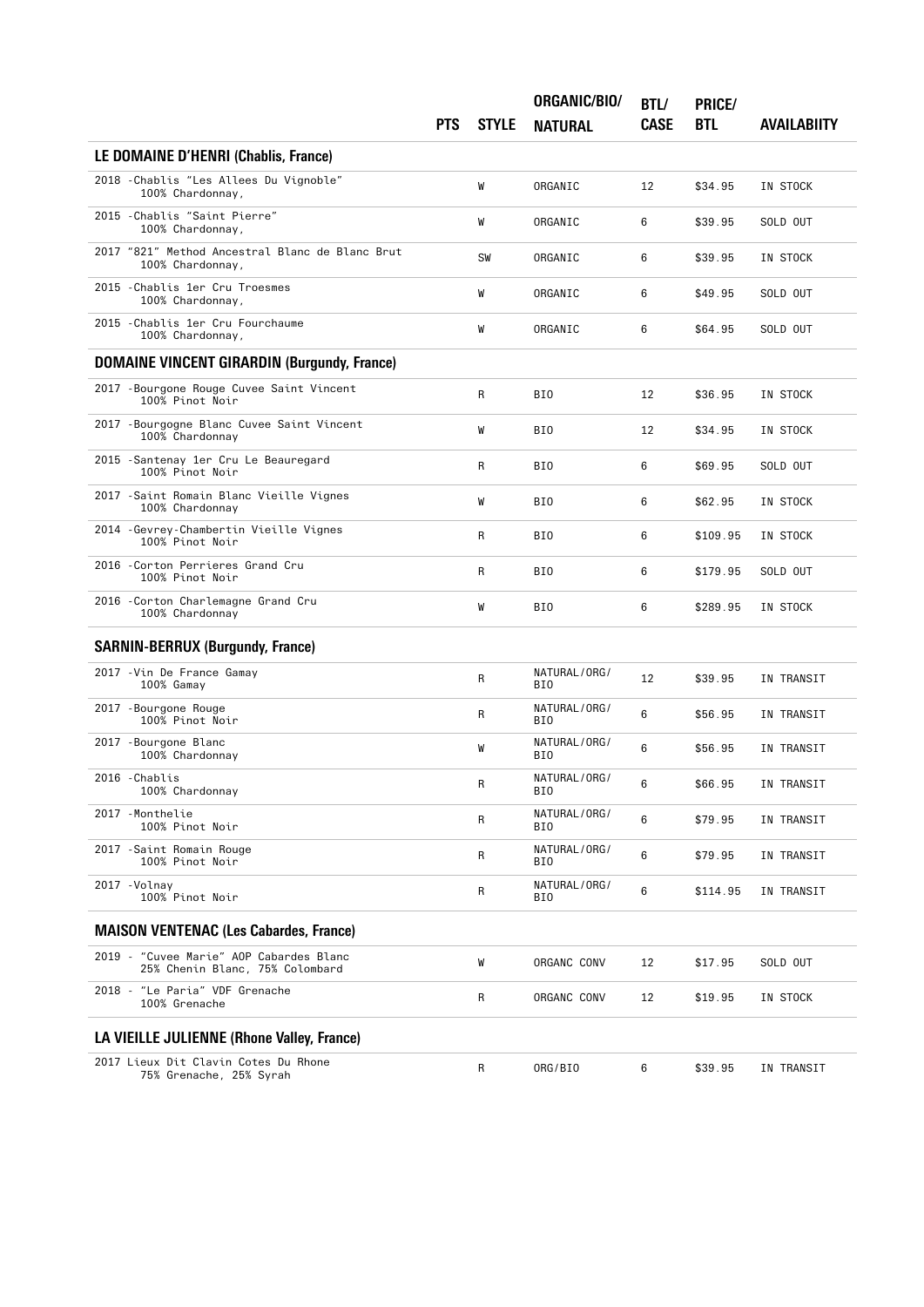| | PTS | STYLE | ORGANIC/BIO/ NATURAL | BTL/ CASE | PRICE/ BTL | AVAILABIITY |
|---|---|---|---|---|---|---|
| **LE DOMAINE D'HENRI (Chablis, France)** | | | | | | |
| 2018 -Chablis "Les Allees Du Vignoble" 100% Chardonnay, | | W | ORGANIC | 12 | $34.95 | IN STOCK |
| 2015 -Chablis "Saint Pierre" 100% Chardonnay, | | W | ORGANIC | 6 | $39.95 | SOLD OUT |
| 2017 "821" Method Ancestral Blanc de Blanc Brut 100% Chardonnay, | | SW | ORGANIC | 6 | $39.95 | IN STOCK |
| 2015 -Chablis 1er Cru Troesmes 100% Chardonnay, | | W | ORGANIC | 6 | $49.95 | SOLD OUT |
| 2015 -Chablis 1er Cru Fourchaume 100% Chardonnay, | | W | ORGANIC | 6 | $64.95 | SOLD OUT |
| **DOMAINE VINCENT GIRARDIN (Burgundy, France)** | | | | | | |
| 2017 -Bourgone Rouge Cuvee Saint Vincent 100% Pinot Noir | | R | BIO | 12 | $36.95 | IN STOCK |
| 2017 -Bourgogne Blanc Cuvee Saint Vincent 100% Chardonnay | | W | BIO | 12 | $34.95 | IN STOCK |
| 2015 -Santenay 1er Cru Le Beauregard 100% Pinot Noir | | R | BIO | 6 | $69.95 | SOLD OUT |
| 2017 -Saint Romain Blanc Vieille Vignes 100% Chardonnay | | W | BIO | 6 | $62.95 | IN STOCK |
| 2014 -Gevrey-Chambertin Vieille Vignes 100% Pinot Noir | | R | BIO | 6 | $109.95 | IN STOCK |
| 2016 -Corton Perrieres Grand Cru 100% Pinot Noir | | R | BIO | 6 | $179.95 | SOLD OUT |
| 2016 -Corton Charlemagne Grand Cru 100% Chardonnay | | W | BIO | 6 | $289.95 | IN STOCK |
| **SARNIN-BERRUX (Burgundy, France)** | | | | | | |
| 2017 -Vin De France Gamay 100% Gamay | | R | NATURAL/ORG/ BIO | 12 | $39.95 | IN TRANSIT |
| 2017 -Bourgone Rouge 100% Pinot Noir | | R | NATURAL/ORG/ BIO | 6 | $56.95 | IN TRANSIT |
| 2017 -Bourgone Blanc 100% Chardonnay | | W | NATURAL/ORG/ BIO | 6 | $56.95 | IN TRANSIT |
| 2016 -Chablis 100% Chardonnay | | R | NATURAL/ORG/ BIO | 6 | $66.95 | IN TRANSIT |
| 2017 -Monthelie 100% Pinot Noir | | R | NATURAL/ORG/ BIO | 6 | $79.95 | IN TRANSIT |
| 2017 -Saint Romain Rouge 100% Pinot Noir | | R | NATURAL/ORG/ BIO | 6 | $79.95 | IN TRANSIT |
| 2017 -Volnay 100% Pinot Noir | | R | NATURAL/ORG/ BIO | 6 | $114.95 | IN TRANSIT |
| **MAISON VENTENAC (Les Cabardes, France)** | | | | | | |
| 2019 - "Cuvee Marie" AOP Cabardes Blanc 25% Chenin Blanc, 75% Colombard | | W | ORGANC CONV | 12 | $17.95 | SOLD OUT |
| 2018 - "Le Paria" VDF Grenache 100% Grenache | | R | ORGANC CONV | 12 | $19.95 | IN STOCK |
| **LA VIEILLE JULIENNE (Rhone Valley, France)** | | | | | | |
| 2017 Lieux Dit Clavin Cotes Du Rhone 75% Grenache, 25% Syrah | | R | ORG/BIO | 6 | $39.95 | IN TRANSIT |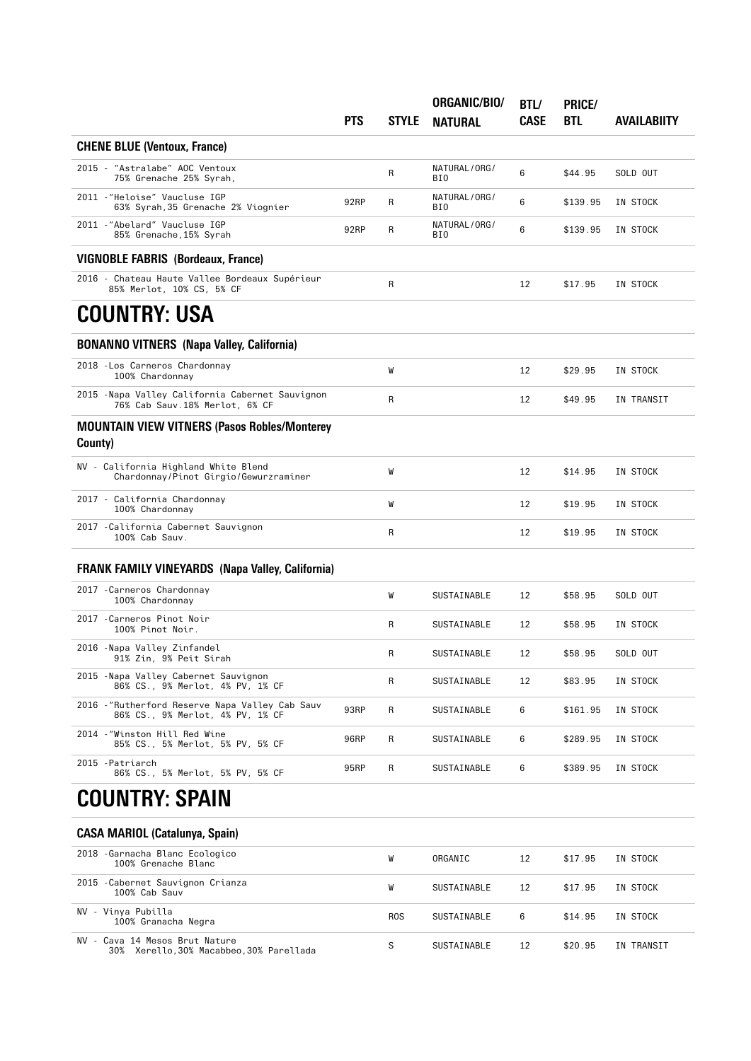| | PTS | STYLE | ORGANIC/BIO/ NATURAL | BTL/ CASE | PRICE/ BTL | AVAILABIITY |
|---|---|---|---|---|---|---|
| **CHENE BLUE (Ventoux, France)** | | | | | | |
| 2015 - "Astralabe" AOC Ventoux 75% Grenache 25% Syrah, | | R | NATURAL/ORG/ BIO | 6 | $44.95 | SOLD OUT |
| 2011 -"Heloise" Vaucluse IGP 63% Syrah,35 Grenache 2% Viognier | 92RP | R | NATURAL/ORG/ BIO | 6 | $139.95 | IN STOCK |
| 2011 -"Abelard" Vaucluse IGP 85% Grenache,15% Syrah | 92RP | R | NATURAL/ORG/ BIO | 6 | $139.95 | IN STOCK |
| **VIGNOBLE FABRIS (Bordeaux, France)** | | | | | | |
| 2016 - Chateau Haute Vallee Bordeaux Supérieur 85% Merlot, 10% CS, 5% CF | | R | | 12 | $17.95 | IN STOCK |

# COUNTRY: USA

| | PTS | STYLE | ORGANIC/BIO/ NATURAL | BTL/ CASE | PRICE/ BTL | AVAILABIITY |
|---|---|---|---|---|---|---|
| **BONANNO VITNERS (Napa Valley, California)** | | | | | | |
| 2018 -Los Carneros Chardonnay 100% Chardonnay | | W | | 12 | $29.95 | IN STOCK |
| 2015 -Napa Valley California Cabernet Sauvignon 76% Cab Sauv.18% Merlot, 6% CF | | R | | 12 | $49.95 | IN TRANSIT |
| **MOUNTAIN VIEW VITNERS (Pasos Robles/Monterey County)** | | | | | | |
| NV - California Highland White Blend Chardonnay/Pinot Girgio/Gewurzraminer | | W | | 12 | $14.95 | IN STOCK |
| 2017 - California Chardonnay 100% Chardonnay | | W | | 12 | $19.95 | IN STOCK |
| 2017 -California Cabernet Sauvignon 100% Cab Sauv. | | R | | 12 | $19.95 | IN STOCK |
| **FRANK FAMILY VINEYARDS (Napa Valley, California)** | | | | | | |
| 2017 -Carneros Chardonnay 100% Chardonnay | | W | SUSTAINABLE | 12 | $58.95 | SOLD OUT |
| 2017 -Carneros Pinot Noir 100% Pinot Noir. | | R | SUSTAINABLE | 12 | $58.95 | IN STOCK |
| 2016 -Napa Valley Zinfandel 91% Zin, 9% Peit Sirah | | R | SUSTAINABLE | 12 | $58.95 | SOLD OUT |
| 2015 -Napa Valley Cabernet Sauvignon 86% CS., 9% Merlot, 4% PV, 1% CF | | R | SUSTAINABLE | 12 | $83.95 | IN STOCK |
| 2016 -"Rutherford Reserve Napa Valley Cab Sauv 86% CS., 9% Merlot, 4% PV, 1% CF | 93RP | R | SUSTAINABLE | 6 | $161.95 | IN STOCK |
| 2014 -"Winston Hill Red Wine 85% CS., 5% Merlot, 5% PV, 5% CF | 96RP | R | SUSTAINABLE | 6 | $289.95 | IN STOCK |
| 2015 -Patriarch 86% CS., 5% Merlot, 5% PV, 5% CF | 95RP | R | SUSTAINABLE | 6 | $389.95 | IN STOCK |

# COUNTRY: SPAIN

| | PTS | STYLE | ORGANIC/BIO/ NATURAL | BTL/ CASE | PRICE/ BTL | AVAILABIITY |
|---|---|---|---|---|---|---|
| **CASA MARIOL (Catalunya, Spain)** | | | | | | |
| 2018 -Garnacha Blanc Ecologico 100% Grenache Blanc | | W | ORGANIC | 12 | $17.95 | IN STOCK |
| 2015 -Cabernet Sauvignon Crianza 100% Cab Sauv | | W | SUSTAINABLE | 12 | $17.95 | IN STOCK |
| NV - Vinya Pubilla 100% Granacha Negra | | ROS | SUSTAINABLE | 6 | $14.95 | IN STOCK |
| NV - Cava 14 Mesos Brut Nature 30% Xerello,30% Macabbeo,30% Parellada | | S | SUSTAINABLE | 12 | $20.95 | IN TRANSIT |